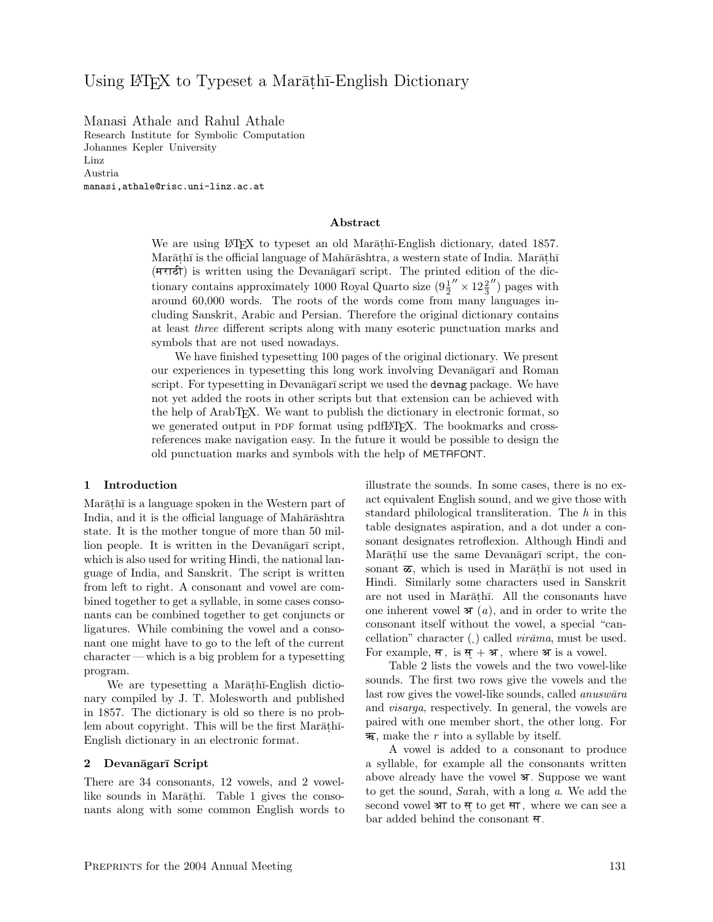# Using LaTeX to Typeset a Marāṭhī-English Dictionary

Manasi Athale and Rahul Athale
Research Institute for Symbolic Computation
Johannes Kepler University
Linz
Austria
manasi,athale@risc.uni-linz.ac.at

### Abstract

We are using LaTeX to typeset an old Marāṭhī-English dictionary, dated 1857. Marāṭhī is the official language of Mahārāshtra, a western state of India. Marāṭhī (मराठी) is written using the Devanāgarī script. The printed edition of the dictionary contains approximately 1000 Royal Quarto size ($9\frac{1}{2}'' \times 12\frac{2}{3}''$) pages with around 60,000 words. The roots of the words come from many languages including Sanskrit, Arabic and Persian. Therefore the original dictionary contains at least *three* different scripts along with many esoteric punctuation marks and symbols that are not used nowadays.

We have finished typesetting 100 pages of the original dictionary. We present our experiences in typesetting this long work involving Devanāgarī and Roman script. For typesetting in Devanāgarī script we used the `devnag` package. We have not yet added the roots in other scripts but that extension can be achieved with the help of ArabTeX. We want to publish the dictionary in electronic format, so we generated output in PDF format using pdfLaTeX. The bookmarks and cross-references make navigation easy. In the future it would be possible to design the old punctuation marks and symbols with the help of METAFONT.

## 1 Introduction

Marāṭhī is a language spoken in the Western part of India, and it is the official language of Mahārāshtra state. It is the mother tongue of more than 50 million people. It is written in the Devanāgarī script, which is also used for writing Hindi, the national language of India, and Sanskrit. The script is written from left to right. A consonant and vowel are combined together to get a syllable, in some cases consonants can be combined together to get conjuncts or ligatures. While combining the vowel and a consonant one might have to go to the left of the current character — which is a big problem for a typesetting program.

We are typesetting a Marāṭhī-English dictionary compiled by J. T. Molesworth and published in 1857. The dictionary is old so there is no problem about copyright. This will be the first Marāṭhī-English dictionary in an electronic format.

## 2 Devanāgarī Script

There are 34 consonants, 12 vowels, and 2 vowel-like sounds in Marāṭhī. Table 1 gives the consonants along with some common English words to illustrate the sounds. In some cases, there is no exact equivalent English sound, and we give those with standard philological transliteration. The *h* in this table designates aspiration, and a dot under a consonant designates retroflexion. Although Hindi and Marāṭhī use the same Devanāgarī script, the consonant ळ, which is used in Marāṭhī is not used in Hindi. Similarly some characters used in Sanskrit are not used in Marāṭhī. All the consonants have one inherent vowel अ (*a*), and in order to write the consonant itself without the vowel, a special "cancellation" character (्) called *virāma*, must be used. For example, स, is स् + अ, where अ is a vowel.

Table 2 lists the vowels and the two vowel-like sounds. The first two rows give the vowels and the last row gives the vowel-like sounds, called *anuswāra* and *visarga*, respectively. In general, the vowels are paired with one member short, the other long. For ऋ, make the *r* into a syllable by itself.

A vowel is added to a consonant to produce a syllable, for example all the consonants written above already have the vowel अ. Suppose we want to get the sound, *Sa*rah, with a long *a*. We add the second vowel आ to स् to get सा, where we can see a bar added behind the consonant स.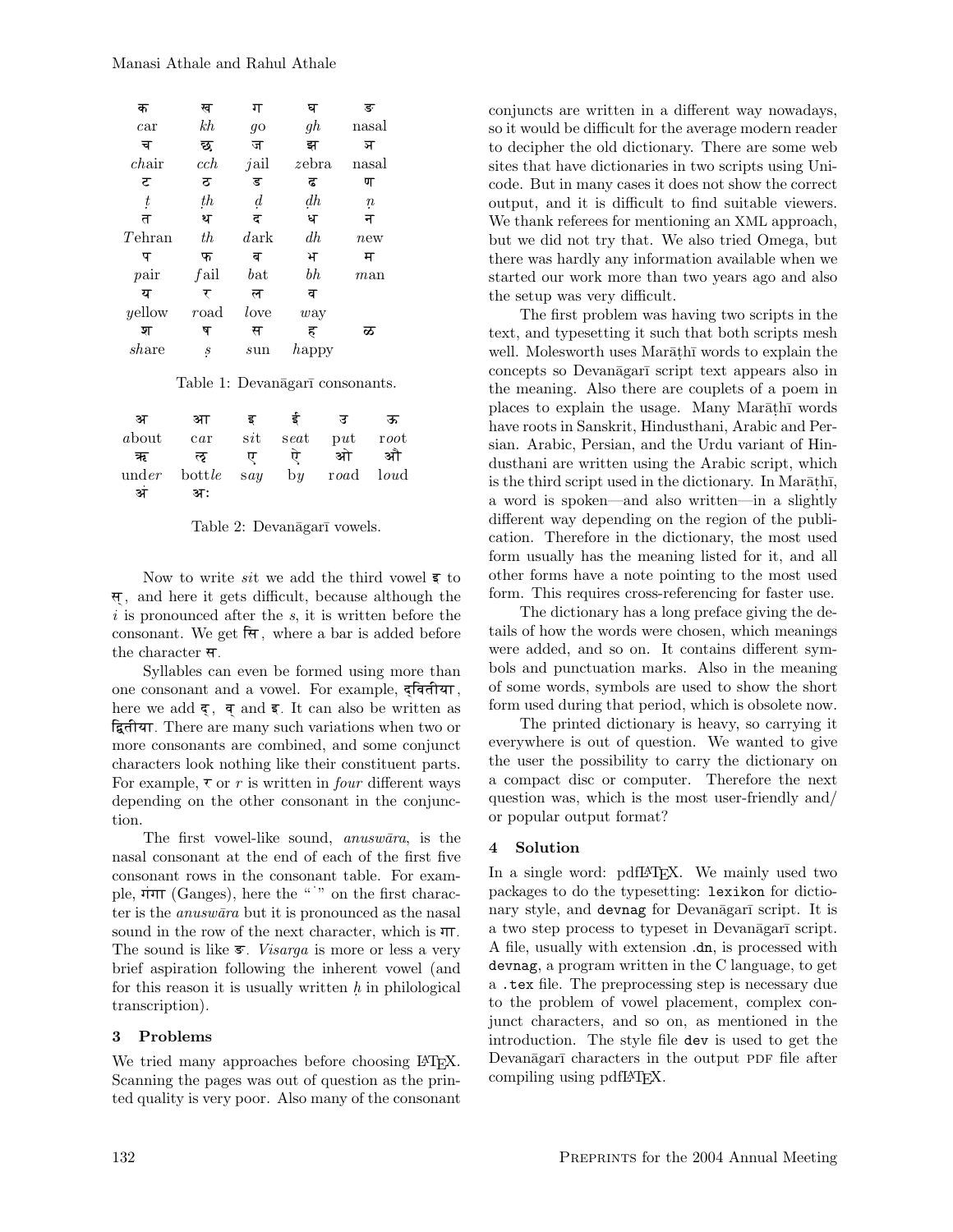| | | | | |
|---|---|---|---|---|
| क | ख | ग | घ | ङ |
| *c*ar | *kh* | *g*o | *gh* | nasal |
| च | छ | ज | झ | ञ |
| *ch*air | *cch* | *j*ail | *z*ebra | nasal |
| ट | ठ | ड | ढ | ण |
| *ṭ* | *ṭh* | *ḍ* | *ḍh* | *ṇ* |
| त | थ | द | ध | न |
| *T*ehran | *th* | *d*ark | *dh* | *n*ew |
| प | फ | ब | भ | म |
| *p*air | *f*ail | *b*at | *bh* | *m*an |
| य | र | ल | व | |
| *y*ellow | *r*oad | *l*ove | *w*ay | |
| श | ष | स | ह | ळ |
| *sh*are | *ṣ* | *s*un | *h*appy | |

Table 1: Devanāgarī consonants.

| | | | | | |
|---|---|---|---|---|---|
| अ | आ | इ | ई | उ | ऊ |
| *a*bout | c*a*r | s*i*t | s*ea*t | p*u*t | r*oo*t |
| ऋ | ऌ | ए | ऐ | ओ | औ |
| und*er* | bott*le* | s*ay* | b*y* | r*oa*d | l*ou*d |
| अं | अः | | | | |

Table 2: Devanāgarī vowels.

Now to write *si*t we add the third vowel इ to स्, and here it gets difficult, because although the *i* is pronounced after the *s*, it is written before the consonant. We get सि, where a bar is added before the character स.

Syllables can even be formed using more than one consonant and a vowel. For example, द्वितीया, here we add द्, व् and इ. It can also be written as द्वितीया. There are many such variations when two or more consonants are combined, and some conjunct characters look nothing like their constituent parts. For example, र or *r* is written in *four* different ways depending on the other consonant in the conjunction.

The first vowel-like sound, *anuswāra*, is the nasal consonant at the end of each of the first five consonant rows in the consonant table. For example, गंगा (Ganges), here the "ं" on the first character is the *anuswāra* but it is pronounced as the nasal sound in the row of the next character, which is गा. The sound is like ङ. *Visarga* is more or less a very brief aspiration following the inherent vowel (and for this reason it is usually written *ḥ* in philological transcription).

## 3 Problems

We tried many approaches before choosing LaTeX. Scanning the pages was out of question as the printed quality is very poor. Also many of the consonant conjuncts are written in a different way nowadays, so it would be difficult for the average modern reader to decipher the old dictionary. There are some web sites that have dictionaries in two scripts using Unicode. But in many cases it does not show the correct output, and it is difficult to find suitable viewers. We thank referees for mentioning an XML approach, but we did not try that. We also tried Omega, but there was hardly any information available when we started our work more than two years ago and also the setup was very difficult.

The first problem was having two scripts in the text, and typesetting it such that both scripts mesh well. Molesworth uses Marāṭhī words to explain the concepts so Devanāgarī script text appears also in the meaning. Also there are couplets of a poem in places to explain the usage. Many Marāṭhī words have roots in Sanskrit, Hindusthani, Arabic and Persian. Arabic, Persian, and the Urdu variant of Hindusthani are written using the Arabic script, which is the third script used in the dictionary. In Marāṭhī, a word is spoken—and also written—in a slightly different way depending on the region of the publication. Therefore in the dictionary, the most used form usually has the meaning listed for it, and all other forms have a note pointing to the most used form. This requires cross-referencing for faster use.

The dictionary has a long preface giving the details of how the words were chosen, which meanings were added, and so on. It contains different symbols and punctuation marks. Also in the meaning of some words, symbols are used to show the short form used during that period, which is obsolete now.

The printed dictionary is heavy, so carrying it everywhere is out of question. We wanted to give the user the possibility to carry the dictionary on a compact disc or computer. Therefore the next question was, which is the most user-friendly and/or popular output format?

## 4 Solution

In a single word: pdfLaTeX. We mainly used two packages to do the typesetting: `lexikon` for dictionary style, and `devnag` for Devanāgarī script. It is a two step process to typeset in Devanāgarī script. A file, usually with extension `.dn`, is processed with `devnag`, a program written in the C language, to get a `.tex` file. The preprocessing step is necessary due to the problem of vowel placement, complex conjunct characters, and so on, as mentioned in the introduction. The style file `dev` is used to get the Devanāgarī characters in the output PDF file after compiling using pdfLaTeX.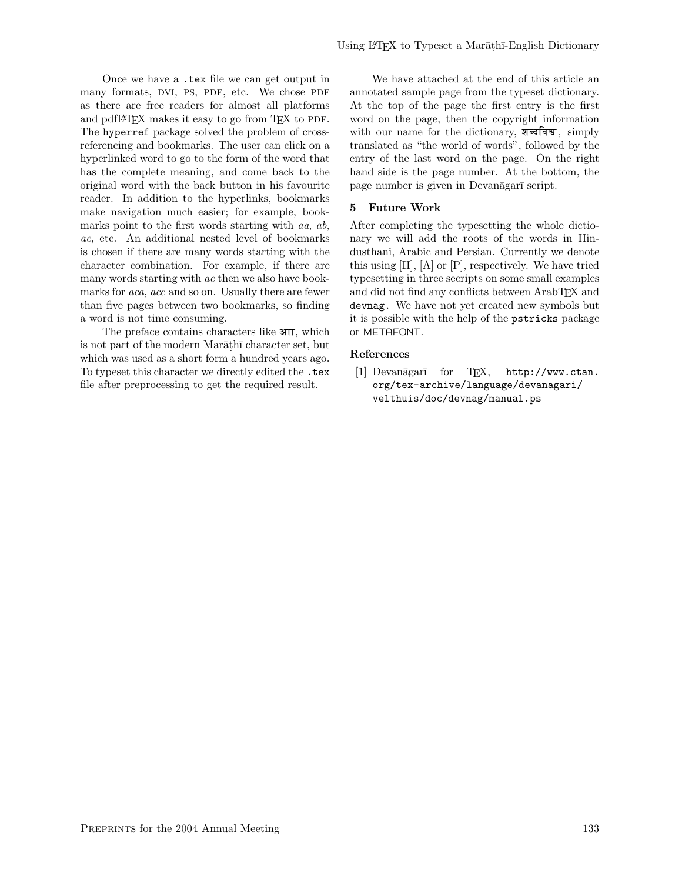Once we have a .tex file we can get output in many formats, DVI, PS, PDF, etc. We chose PDF as there are free readers for almost all platforms and pdfLaTeX makes it easy to go from TeX to PDF. The hyperref package solved the problem of cross-referencing and bookmarks. The user can click on a hyperlinked word to go to the form of the word that has the complete meaning, and come back to the original word with the back button in his favourite reader. In addition to the hyperlinks, bookmarks make navigation much easier; for example, bookmarks point to the first words starting with *aa*, *ab*, *ac*, etc. An additional nested level of bookmarks is chosen if there are many words starting with the character combination. For example, if there are many words starting with *ac* then we also have bookmarks for *aca*, *acc* and so on. Usually there are fewer than five pages between two bookmarks, so finding a word is not time consuming.

The preface contains characters like आा, which is not part of the modern Marāṭhī character set, but which was used as a short form a hundred years ago. To typeset this character we directly edited the .tex file after preprocessing to get the required result.

We have attached at the end of this article an annotated sample page from the typeset dictionary. At the top of the page the first entry is the first word on the page, then the copyright information with our name for the dictionary, शब्दविश्व, simply translated as "the world of words", followed by the entry of the last word on the page. On the right hand side is the page number. At the bottom, the page number is given in Devanāgarī script.

## 5 Future Work

After completing the typesetting the whole dictionary we will add the roots of the words in Hindusthani, Arabic and Persian. Currently we denote this using [H], [A] or [P], respectively. We have tried typesetting in three secripts on some small examples and did not find any conflicts between ArabTeX and devnag. We have not yet created new symbols but it is possible with the help of the pstricks package or METAFONT.

## References

[1] Devanāgarī for TeX, http://www.ctan.org/tex-archive/language/devanagari/velthuis/doc/devnag/manual.ps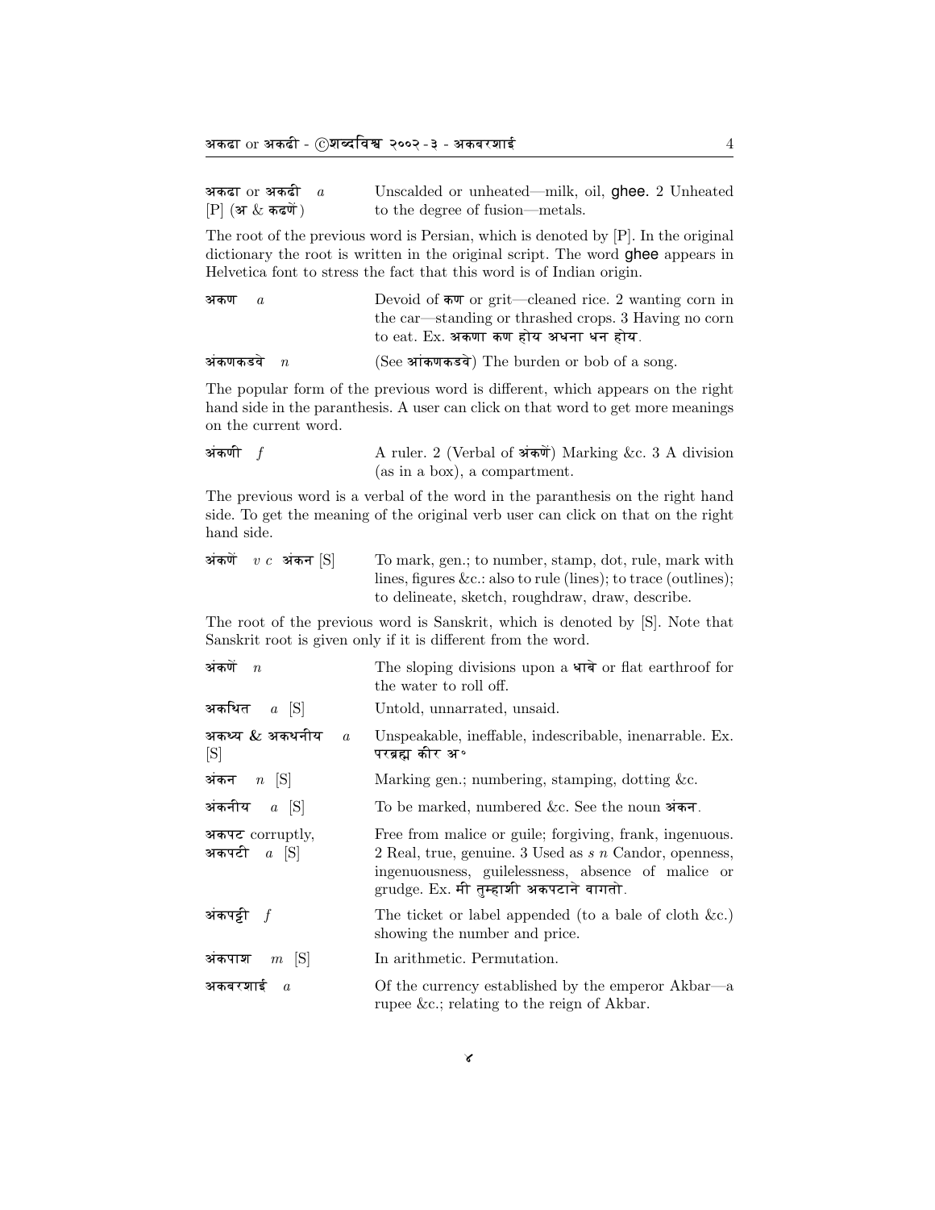**अकढा** or **अकढी** *a* [P] (अ & कढणें) — Unscalded or unheated—milk, oil, **ghee.** 2 Unheated to the degree of fusion—metals.

The root of the previous word is Persian, which is denoted by [P]. In the original dictionary the root is written in the original script. The word **ghee** appears in Helvetica font to stress the fact that this word is of Indian origin.

**अकण** *a* — Devoid of कण or grit—cleaned rice. 2 wanting corn in the car—standing or thrashed crops. 3 Having no corn to eat. Ex. अकणा कण होय अधना धन होय.

**अंकणकडवे** *n* — (See आंकणकडवे) The burden or bob of a song.

The popular form of the previous word is different, which appears on the right hand side in the paranthesis. A user can click on that word to get more meanings on the current word.

**अंकणी** *f* — A ruler. 2 (Verbal of अंकणें) Marking &c. 3 A division (as in a box), a compartment.

The previous word is a verbal of the word in the paranthesis on the right hand side. To get the meaning of the original verb user can click on that on the right hand side.

**अंकणें** *v c* अंकन [S] — To mark, gen.; to number, stamp, dot, rule, mark with lines, figures &c.: also to rule (lines); to trace (outlines); to delineate, sketch, roughdraw, draw, describe.

The root of the previous word is Sanskrit, which is denoted by [S]. Note that Sanskrit root is given only if it is different from the word.

**अंकणें** *n* — The sloping divisions upon a धाबे or flat earthroof for the water to roll off.

**अकथित** *a* [S] — Untold, unnarrated, unsaid.

**अकथ्य & अकथनीय** *a* [S] — Unspeakable, ineffable, indescribable, inenarrable. Ex. परब्रह्म कीर अ॰

**अंकन** *n* [S] — Marking gen.; numbering, stamping, dotting &c.

**अंकनीय** *a* [S] — To be marked, numbered &c. See the noun अंकन.

**अकपट** corruptly, **अकपटी** *a* [S] — Free from malice or guile; forgiving, frank, ingenuous. 2 Real, true, genuine. 3 Used as *s n* Candor, openness, ingenuousness, guilelessness, absence of malice or grudge. Ex. मी तुम्हाशी अकपटाने वागतो.

**अंकपट्टी** *f* — The ticket or label appended (to a bale of cloth &c.) showing the number and price.

**अंकपाश** *m* [S] — In arithmetic. Permutation.

**अकबरशाई** *a* — Of the currency established by the emperor Akbar—a rupee &c.; relating to the reign of Akbar.